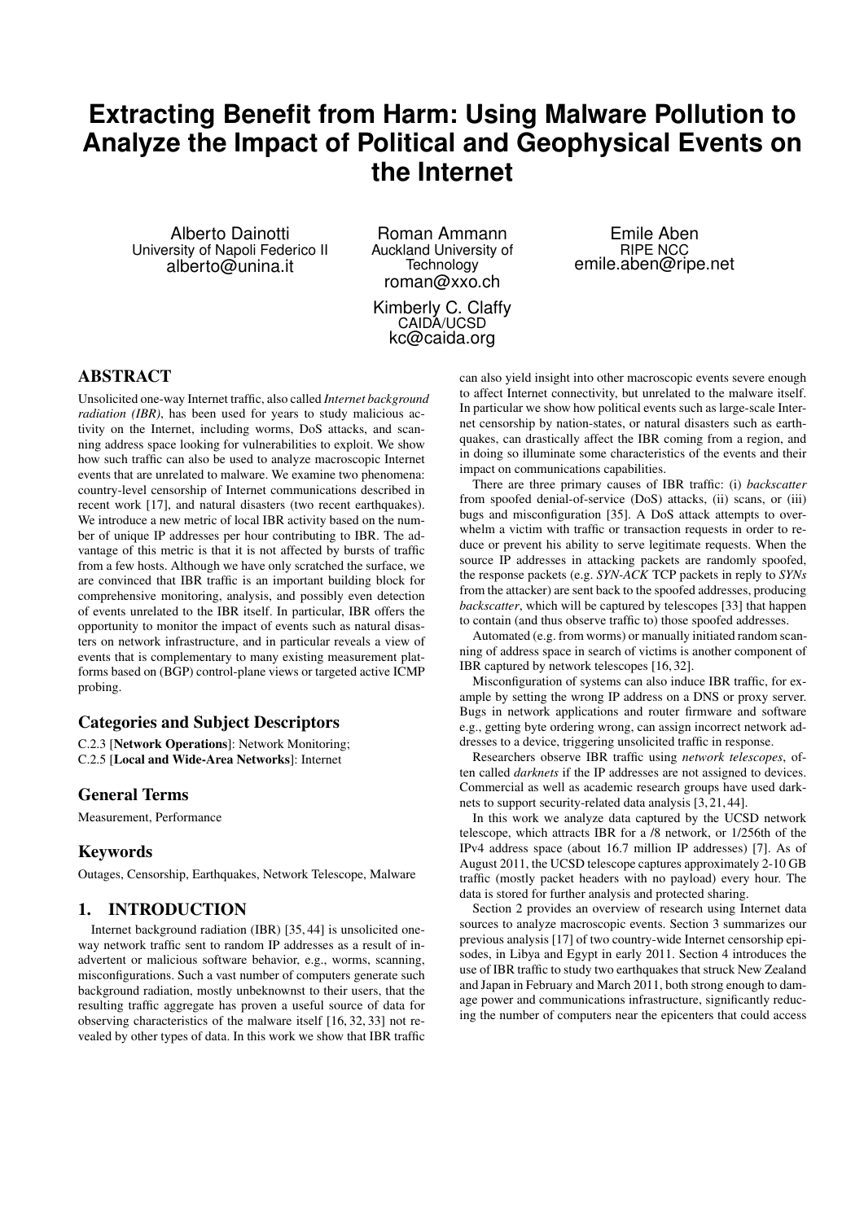# Extracting Benefit from Harm: Using Malware Pollution to Analyze the Impact of Political and Geophysical Events on the Internet

Alberto Dainotti
University of Napoli Federico II
alberto@unina.it

Roman Ammann
Auckland University of Technology
roman@xxo.ch

Emile Aben
RIPE NCC
emile.aben@ripe.net

Kimberly C. Claffy
CAIDA/UCSD
kc@caida.org

## ABSTRACT

Unsolicited one-way Internet traffic, also called *Internet background radiation (IBR)*, has been used for years to study malicious activity on the Internet, including worms, DoS attacks, and scanning address space looking for vulnerabilities to exploit. We show how such traffic can also be used to analyze macroscopic Internet events that are unrelated to malware. We examine two phenomena: country-level censorship of Internet communications described in recent work [17], and natural disasters (two recent earthquakes). We introduce a new metric of local IBR activity based on the number of unique IP addresses per hour contributing to IBR. The advantage of this metric is that it is not affected by bursts of traffic from a few hosts. Although we have only scratched the surface, we are convinced that IBR traffic is an important building block for comprehensive monitoring, analysis, and possibly even detection of events unrelated to the IBR itself. In particular, IBR offers the opportunity to monitor the impact of events such as natural disasters on network infrastructure, and in particular reveals a view of events that is complementary to many existing measurement platforms based on (BGP) control-plane views or targeted active ICMP probing.

### Categories and Subject Descriptors

C.2.3 [**Network Operations**]: Network Monitoring;
C.2.5 [**Local and Wide-Area Networks**]: Internet

### General Terms

Measurement, Performance

### Keywords

Outages, Censorship, Earthquakes, Network Telescope, Malware

## 1. INTRODUCTION

Internet background radiation (IBR) [35, 44] is unsolicited one-way network traffic sent to random IP addresses as a result of inadvertent or malicious software behavior, e.g., worms, scanning, misconfigurations. Such a vast number of computers generate such background radiation, mostly unbeknownst to their users, that the resulting traffic aggregate has proven a useful source of data for observing characteristics of the malware itself [16, 32, 33] not revealed by other types of data. In this work we show that IBR traffic can also yield insight into other macroscopic events severe enough to affect Internet connectivity, but unrelated to the malware itself. In particular we show how political events such as large-scale Internet censorship by nation-states, or natural disasters such as earthquakes, can drastically affect the IBR coming from a region, and in doing so illuminate some characteristics of the events and their impact on communications capabilities.

There are three primary causes of IBR traffic: (i) *backscatter* from spoofed denial-of-service (DoS) attacks, (ii) scans, or (iii) bugs and misconfiguration [35]. A DoS attack attempts to overwhelm a victim with traffic or transaction requests in order to reduce or prevent his ability to serve legitimate requests. When the source IP addresses in attacking packets are randomly spoofed, the response packets (e.g. *SYN-ACK* TCP packets in reply to *SYNs* from the attacker) are sent back to the spoofed addresses, producing *backscatter*, which will be captured by telescopes [33] that happen to contain (and thus observe traffic to) those spoofed addresses.

Automated (e.g. from worms) or manually initiated random scanning of address space in search of victims is another component of IBR traffic captured by network telescopes [16, 32].

Misconfiguration of systems can also induce IBR traffic, for example by setting the wrong IP address on a DNS or proxy server. Bugs in network applications and router firmware and software e.g., getting byte ordering wrong, can assign incorrect network addresses to a device, triggering unsolicited traffic in response.

Researchers observe IBR traffic using *network telescopes*, often called *darknets* if the IP addresses are not assigned to devices. Commercial as well as academic research groups have used darknets to support security-related data analysis [3, 21, 44].

In this work we analyze data captured by the UCSD network telescope, which attracts IBR for a /8 network, or 1/256th of the IPv4 address space (about 16.7 million IP addresses) [7]. As of August 2011, the UCSD telescope captures approximately 2-10 GB traffic (mostly packet headers with no payload) every hour. The data is stored for further analysis and protected sharing.

Section 2 provides an overview of research using Internet data sources to analyze macroscopic events. Section 3 summarizes our previous analysis [17] of two country-wide Internet censorship episodes, in Libya and Egypt in early 2011. Section 4 introduces the use of IBR traffic to study two earthquakes that struck New Zealand and Japan in February and March 2011, both strong enough to damage power and communications infrastructure, significantly reducing the number of computers near the epicenters that could access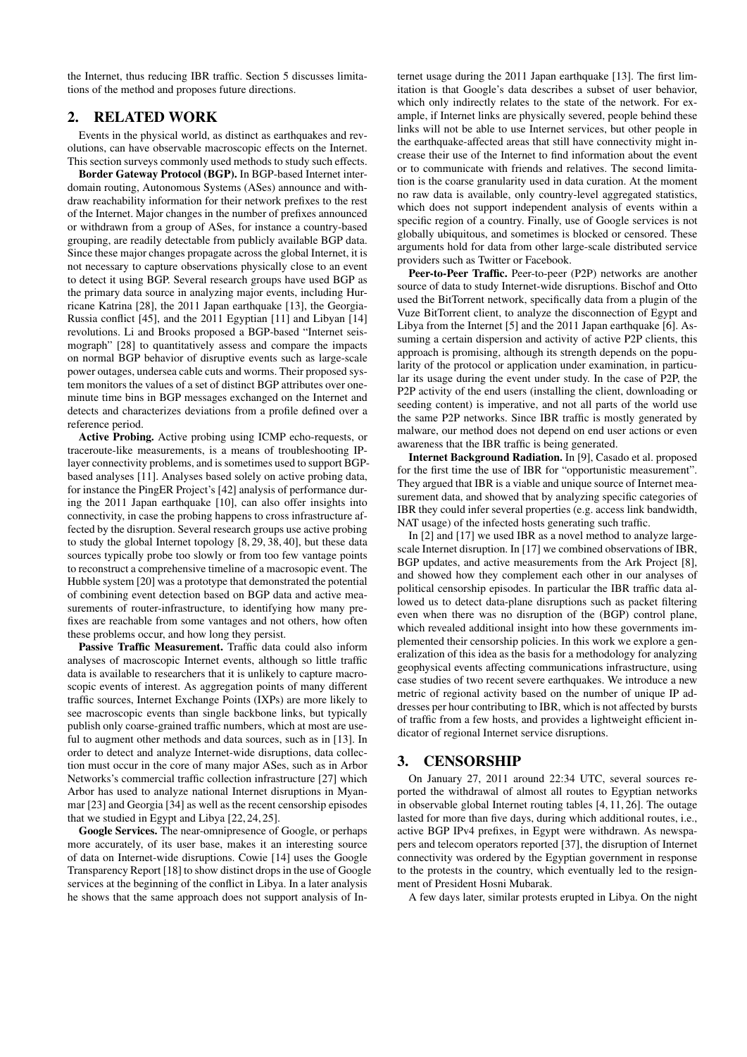the Internet, thus reducing IBR traffic. Section 5 discusses limitations of the method and proposes future directions.

## 2. RELATED WORK

Events in the physical world, as distinct as earthquakes and revolutions, can have observable macroscopic effects on the Internet. This section surveys commonly used methods to study such effects.

**Border Gateway Protocol (BGP).** In BGP-based Internet interdomain routing, Autonomous Systems (ASes) announce and withdraw reachability information for their network prefixes to the rest of the Internet. Major changes in the number of prefixes announced or withdrawn from a group of ASes, for instance a country-based grouping, are readily detectable from publicly available BGP data. Since these major changes propagate across the global Internet, it is not necessary to capture observations physically close to an event to detect it using BGP. Several research groups have used BGP as the primary data source in analyzing major events, including Hurricane Katrina [28], the 2011 Japan earthquake [13], the Georgia-Russia conflict [45], and the 2011 Egyptian [11] and Libyan [14] revolutions. Li and Brooks proposed a BGP-based "Internet seismograph" [28] to quantitatively assess and compare the impacts on normal BGP behavior of disruptive events such as large-scale power outages, undersea cable cuts and worms. Their proposed system monitors the values of a set of distinct BGP attributes over one-minute time bins in BGP messages exchanged on the Internet and detects and characterizes deviations from a profile defined over a reference period.

**Active Probing.** Active probing using ICMP echo-requests, or traceroute-like measurements, is a means of troubleshooting IP-layer connectivity problems, and is sometimes used to support BGP-based analyses [11]. Analyses based solely on active probing data, for instance the PingER Project's [42] analysis of performance during the 2011 Japan earthquake [10], can also offer insights into connectivity, in case the probing happens to cross infrastructure affected by the disruption. Several research groups use active probing to study the global Internet topology [8, 29, 38, 40], but these data sources typically probe too slowly or from too few vantage points to reconstruct a comprehensive timeline of a macroscopic event. The Hubble system [20] was a prototype that demonstrated the potential of combining event detection based on BGP data and active measurements of router-infrastructure, to identifying how many prefixes are reachable from some vantages and not others, how often these problems occur, and how long they persist.

**Passive Traffic Measurement.** Traffic data could also inform analyses of macroscopic Internet events, although so little traffic data is available to researchers that it is unlikely to capture macroscopic events of interest. As aggregation points of many different traffic sources, Internet Exchange Points (IXPs) are more likely to see macroscopic events than single backbone links, but typically publish only coarse-grained traffic numbers, which at most are useful to augment other methods and data sources, such as in [13]. In order to detect and analyze Internet-wide disruptions, data collection must occur in the core of many major ASes, such as in Arbor Networks's commercial traffic collection infrastructure [27] which Arbor has used to analyze national Internet disruptions in Myanmar [23] and Georgia [34] as well as the recent censorship episodes that we studied in Egypt and Libya [22, 24, 25].

**Google Services.** The near-omnipresence of Google, or perhaps more accurately, of its user base, makes it an interesting source of data on Internet-wide disruptions. Cowie [14] uses the Google Transparency Report [18] to show distinct drops in the use of Google services at the beginning of the conflict in Libya. In a later analysis he shows that the same approach does not support analysis of Internet usage during the 2011 Japan earthquake [13]. The first limitation is that Google's data describes a subset of user behavior, which only indirectly relates to the state of the network. For example, if Internet links are physically severed, people behind these links will not be able to use Internet services, but other people in the earthquake-affected areas that still have connectivity might increase their use of the Internet to find information about the event or to communicate with friends and relatives. The second limitation is the coarse granularity used in data curation. At the moment no raw data is available, only country-level aggregated statistics, which does not support independent analysis of events within a specific region of a country. Finally, use of Google services is not globally ubiquitous, and sometimes is blocked or censored. These arguments hold for data from other large-scale distributed service providers such as Twitter or Facebook.

**Peer-to-Peer Traffic.** Peer-to-peer (P2P) networks are another source of data to study Internet-wide disruptions. Bischof and Otto used the BitTorrent network, specifically data from a plugin of the Vuze BitTorrent client, to analyze the disconnection of Egypt and Libya from the Internet [5] and the 2011 Japan earthquake [6]. Assuming a certain dispersion and activity of active P2P clients, this approach is promising, although its strength depends on the popularity of the protocol or application under examination, in particular its usage during the event under study. In the case of P2P, the P2P activity of the end users (installing the client, downloading or seeding content) is imperative, and not all parts of the world use the same P2P networks. Since IBR traffic is mostly generated by malware, our method does not depend on end user actions or even awareness that the IBR traffic is being generated.

**Internet Background Radiation.** In [9], Casado et al. proposed for the first time the use of IBR for "opportunistic measurement". They argued that IBR is a viable and unique source of Internet measurement data, and showed that by analyzing specific categories of IBR they could infer several properties (e.g. access link bandwidth, NAT usage) of the infected hosts generating such traffic.

In [2] and [17] we used IBR as a novel method to analyze large-scale Internet disruption. In [17] we combined observations of IBR, BGP updates, and active measurements from the Ark Project [8], and showed how they complement each other in our analyses of political censorship episodes. In particular the IBR traffic data allowed us to detect data-plane disruptions such as packet filtering even when there was no disruption of the (BGP) control plane, which revealed additional insight into how these governments implemented their censorship policies. In this work we explore a generalization of this idea as the basis for a methodology for analyzing geophysical events affecting communications infrastructure, using case studies of two recent severe earthquakes. We introduce a new metric of regional activity based on the number of unique IP addresses per hour contributing to IBR, which is not affected by bursts of traffic from a few hosts, and provides a lightweight efficient indicator of regional Internet service disruptions.

## 3. CENSORSHIP

On January 27, 2011 around 22:34 UTC, several sources reported the withdrawal of almost all routes to Egyptian networks in observable global Internet routing tables [4, 11, 26]. The outage lasted for more than five days, during which additional routes, i.e., active BGP IPv4 prefixes, in Egypt were withdrawn. As newspapers and telecom operators reported [37], the disruption of Internet connectivity was ordered by the Egyptian government in response to the protests in the country, which eventually led to the resignment of President Hosni Mubarak.

A few days later, similar protests erupted in Libya. On the night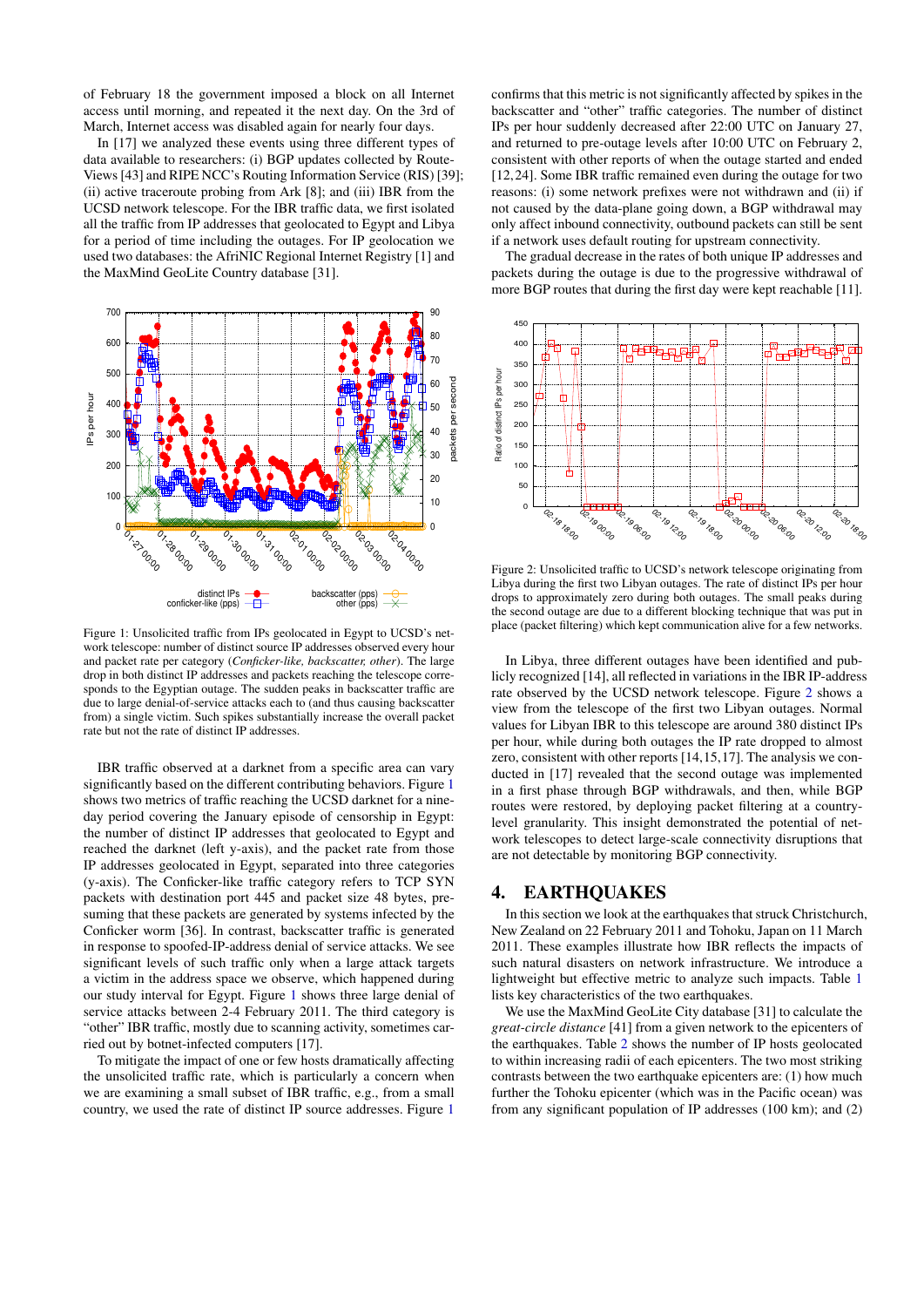of February 18 the government imposed a block on all Internet access until morning, and repeated it the next day. On the 3rd of March, Internet access was disabled again for nearly four days.

In [17] we analyzed these events using three different types of data available to researchers: (i) BGP updates collected by RouteViews [43] and RIPE NCC's Routing Information Service (RIS) [39]; (ii) active traceroute probing from Ark [8]; and (iii) IBR from the UCSD network telescope. For the IBR traffic data, we first isolated all the traffic from IP addresses that geolocated to Egypt and Libya for a period of time including the outages. For IP geolocation we used two databases: the AfriNIC Regional Internet Registry [1] and the MaxMind GeoLite Country database [31].

Figure 1: Unsolicited traffic from IPs geolocated in Egypt to UCSD's network telescope: number of distinct source IP addresses observed every hour and packet rate per category (*Conficker-like, backscatter, other*). The large drop in both distinct IP addresses and packets reaching the telescope corresponds to the Egyptian outage. The sudden peaks in backscatter traffic are due to large denial-of-service attacks each to (and thus causing backscatter from) a single victim. Such spikes substantially increase the overall packet rate but not the rate of distinct IP addresses.

IBR traffic observed at a darknet from a specific area can vary significantly based on the different contributing behaviors. Figure 1 shows two metrics of traffic reaching the UCSD darknet for a nine-day period covering the January episode of censorship in Egypt: the number of distinct IP addresses that geolocated to Egypt and reached the darknet (left y-axis), and the packet rate from those IP addresses geolocated in Egypt, separated into three categories (y-axis). The Conficker-like traffic category refers to TCP SYN packets with destination port 445 and packet size 48 bytes, presuming that these packets are generated by systems infected by the Conficker worm [36]. In contrast, backscatter traffic is generated in response to spoofed-IP-address denial of service attacks. We see significant levels of such traffic only when a large attack targets a victim in the address space we observe, which happened during our study interval for Egypt. Figure 1 shows three large denial of service attacks between 2-4 February 2011. The third category is "other" IBR traffic, mostly due to scanning activity, sometimes carried out by botnet-infected computers [17].

To mitigate the impact of one or few hosts dramatically affecting the unsolicited traffic rate, which is particularly a concern when we are examining a small subset of IBR traffic, e.g., from a small country, we used the rate of distinct IP source addresses. Figure 1 confirms that this metric is not significantly affected by spikes in the backscatter and "other" traffic categories. The number of distinct IPs per hour suddenly decreased after 22:00 UTC on January 27, and returned to pre-outage levels after 10:00 UTC on February 2, consistent with other reports of when the outage started and ended [12, 24]. Some IBR traffic remained even during the outage for two reasons: (i) some network prefixes were not withdrawn and (ii) if not caused by the data-plane going down, a BGP withdrawal may only affect inbound connectivity, outbound packets can still be sent if a network uses default routing for upstream connectivity.

The gradual decrease in the rates of both unique IP addresses and packets during the outage is due to the progressive withdrawal of more BGP routes that during the first day were kept reachable [11].

Figure 2: Unsolicited traffic to UCSD's network telescope originating from Libya during the first two Libyan outages. The rate of distinct IPs per hour drops to approximately zero during both outages. The small peaks during the second outage are due to a different blocking technique that was put in place (packet filtering) which kept communication alive for a few networks.

In Libya, three different outages have been identified and publicly recognized [14], all reflected in variations in the IBR IP-address rate observed by the UCSD network telescope. Figure 2 shows a view from the telescope of the first two Libyan outages. Normal values for Libyan IBR to this telescope are around 380 distinct IPs per hour, while during both outages the IP rate dropped to almost zero, consistent with other reports [14, 15, 17]. The analysis we conducted in [17] revealed that the second outage was implemented in a first phase through BGP withdrawals, and then, while BGP routes were restored, by deploying packet filtering at a country-level granularity. This insight demonstrated the potential of network telescopes to detect large-scale connectivity disruptions that are not detectable by monitoring BGP connectivity.

## 4. EARTHQUAKES

In this section we look at the earthquakes that struck Christchurch, New Zealand on 22 February 2011 and Tohoku, Japan on 11 March 2011. These examples illustrate how IBR reflects the impacts of such natural disasters on network infrastructure. We introduce a lightweight but effective metric to analyze such impacts. Table 1 lists key characteristics of the two earthquakes.

We use the MaxMind GeoLite City database [31] to calculate the *great-circle distance* [41] from a given network to the epicenters of the earthquakes. Table 2 shows the number of IP hosts geolocated to within increasing radii of each epicenters. The two most striking contrasts between the two earthquake epicenters are: (1) how much further the Tohoku epicenter (which was in the Pacific ocean) was from any significant population of IP addresses (100 km); and (2)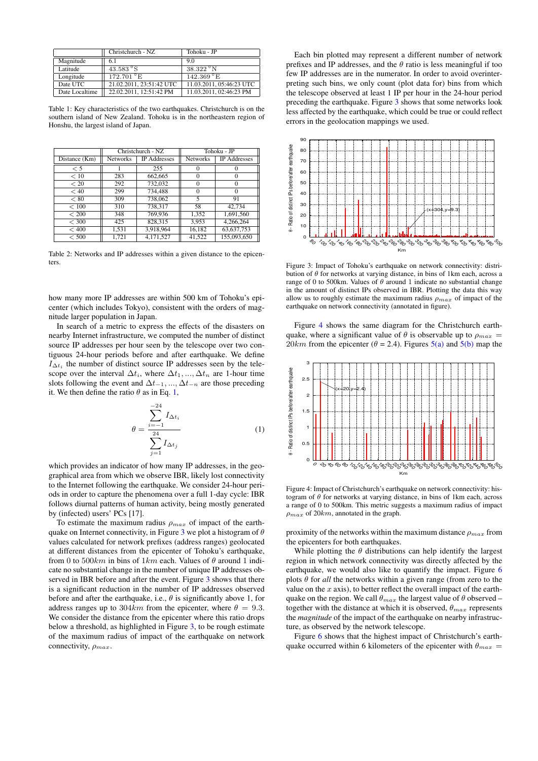|  | Christchurch - NZ | Tohoku - JP |
|---|---|---|
| Magnitude | 6.1 | 9.0 |
| Latitude | 43.583 °S | 38.322 °N |
| Longitude | 172.701 °E | 142.369 °E |
| Date UTC | 21.02.2011, 23:51:42 UTC | 11.03.2011, 05:46:23 UTC |
| Date Localtime | 22.02.2011, 12:51:42 PM | 11.03.2011, 02:46:23 PM |

Table 1: Key characteristics of the two earthquakes. Christchurch is on the southern island of New Zealand. Tohoku is in the northeastern region of Honshu, the largest island of Japan.

|  | Christchurch - NZ | | Tohoku - JP | |
|---|---|---|---|---|
| Distance (Km) | Networks | IP Addresses | Networks | IP Addresses |
| < 5 | 1 | 255 | 0 | 0 |
| < 10 | 283 | 662,665 | 0 | 0 |
| < 20 | 292 | 732,032 | 0 | 0 |
| < 40 | 299 | 734,488 | 0 | 0 |
| < 80 | 309 | 738,062 | 5 | 91 |
| < 100 | 310 | 738,317 | 58 | 42,734 |
| < 200 | 348 | 769,936 | 1,352 | 1,691,560 |
| < 300 | 425 | 828,315 | 3,953 | 4,266,264 |
| < 400 | 1,531 | 3,918,964 | 16,182 | 63,637,753 |
| < 500 | 1,721 | 4,171,527 | 41,522 | 155,093,650 |

Table 2: Networks and IP addresses within a given distance to the epicenters.

how many more IP addresses are within 500 km of Tohoku's epicenter (which includes Tokyo), consistent with the orders of magnitude larger population in Japan.

In search of a metric to express the effects of the disasters on nearby Internet infrastructure, we computed the number of distinct source IP addresses per hour seen by the telescope over two contiguous 24-hour periods before and after earthquake. We define $I_{\Delta t_i}$ the number of distinct source IP addresses seen by the telescope over the interval $\Delta t_i$, where $\Delta t_1, ..., \Delta t_n$ are 1-hour time slots following the event and $\Delta t_{-1}, ..., \Delta t_{-n}$ are those preceding it. We then define the ratio $\theta$ as in Eq. 1,

$$\theta = \frac{\sum_{i=-1}^{-24} I_{\Delta t_i}}{\sum_{j=1}^{24} I_{\Delta t_j}} \tag{1}$$

which provides an indicator of how many IP addresses, in the geographical area from which we observe IBR, likely lost connectivity to the Internet following the earthquake. We consider 24-hour periods in order to capture the phenomena over a full 1-day cycle: IBR follows diurnal patterns of human activity, being mostly generated by (infected) users' PCs [17].

To estimate the maximum radius $\rho_{max}$ of impact of the earthquake on Internet connectivity, in Figure 3 we plot a histogram of $\theta$ values calculated for network prefixes (address ranges) geolocated at different distances from the epicenter of Tohoku's earthquake, from 0 to $500km$ in bins of $1km$ each. Values of $\theta$ around 1 indicate no substantial change in the number of unique IP addresses observed in IBR before and after the event. Figure 3 shows that there is a significant reduction in the number of IP addresses observed before and after the earthquake, i.e., $\theta$ is significantly above 1, for address ranges up to $304km$ from the epicenter, where $\theta = 9.3$. We consider the distance from the epicenter where this ratio drops below a threshold, as highlighted in Figure 3, to be rough estimate of the maximum radius of impact of the earthquake on network connectivity, $\rho_{max}$.

Each bin plotted may represent a different number of network prefixes and IP addresses, and the $\theta$ ratio is less meaningful if too few IP addresses are in the numerator. In order to avoid overinterpreting such bins, we only count (plot data for) bins from which the telescope observed at least 1 IP per hour in the 24-hour period preceding the earthquake. Figure 3 shows that some networks look less affected by the earthquake, which could be true or could reflect errors in the geolocation mappings we used.

Figure 3: Impact of Tohoku's earthquake on network connectivity: distribution of $\theta$ for networks at varying distance, in bins of 1km each, across a range of 0 to 500km. Values of $\theta$ around 1 indicate no substantial change in the amount of distinct IPs observed in IBR. Plotting the data this way allow us to roughly estimate the maximum radius $\rho_{max}$ of impact of the earthquake on network connectivity (annotated in figure).

Figure 4 shows the same diagram for the Christchurch earthquake, where a significant value of $\theta$ is observable up to $\rho_{max} = 20km$ from the epicenter ($\theta$ = 2.4). Figures 5(a) and 5(b) map the proximity of the networks within the maximum distance $\rho_{max}$ from the epicenters for both earthquakes.

Figure 4: Impact of Christchurch's earthquake on network connectivity: histogram of $\theta$ for networks at varying distance, in bins of 1km each, across a range of 0 to 500km. This metric suggests a maximum radius of impact $\rho_{max}$ of $20km$, annotated in the graph.

While plotting the $\theta$ distributions can help identify the largest region in which network connectivity was directly affected by the earthquake, we would also like to quantify the impact. Figure 6 plots $\theta$ for *all* the networks within a given range (from zero to the value on the $x$ axis), to better reflect the overall impact of the earthquake on the region. We call $\theta_{max}$ the largest value of $\theta$ observed – together with the distance at which it is observed, $\theta_{max}$ represents the *magnitude* of the impact of the earthquake on nearby infrastructure, as observed by the network telescope.

Figure 6 shows that the highest impact of Christchurch's earthquake occurred within 6 kilometers of the epicenter with $\theta_{max}$ =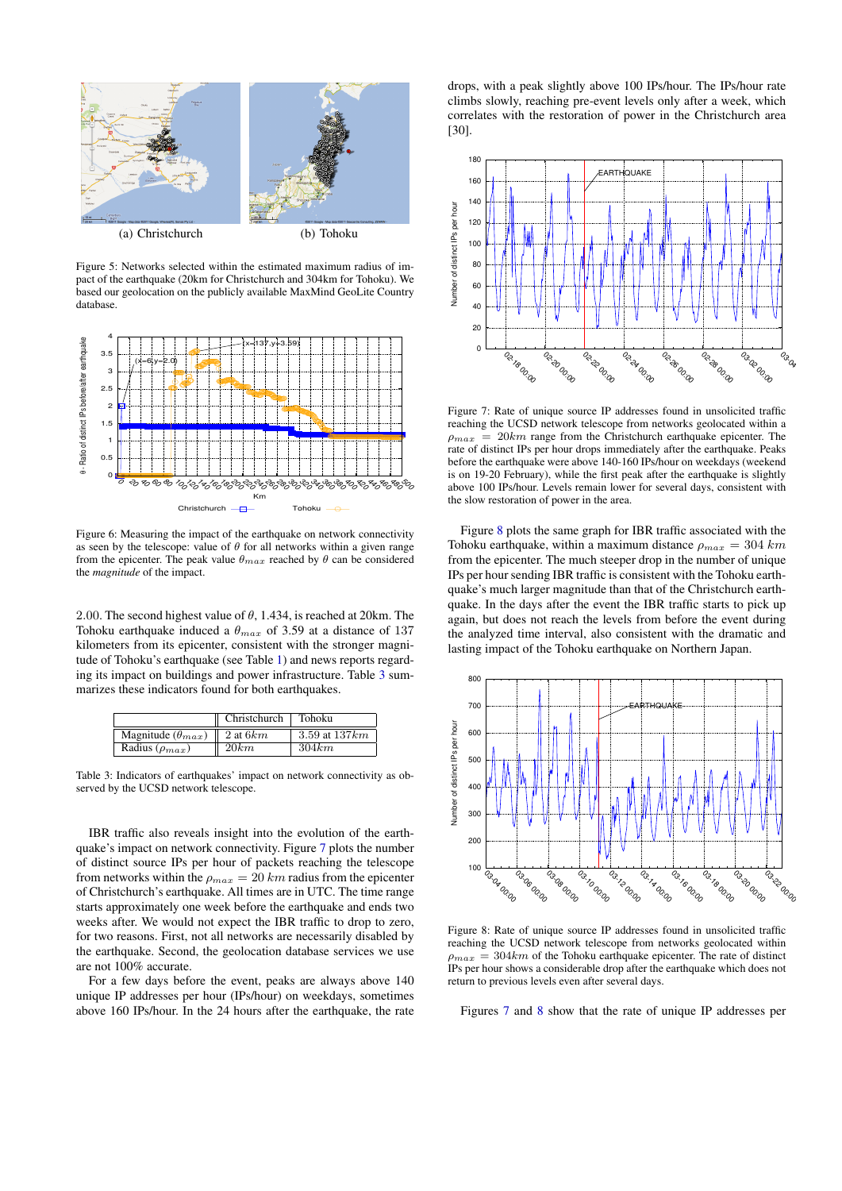(a) Christchurch (b) Tohoku

Figure 5: Networks selected within the estimated maximum radius of impact of the earthquake (20km for Christchurch and 304km for Tohoku). We based our geolocation on the publicly available MaxMind GeoLite Country database.

Figure 6: Measuring the impact of the earthquake on network connectivity as seen by the telescope: value of $\theta$ for all networks within a given range from the epicenter. The peak value $\theta_{max}$ reached by $\theta$ can be considered the *magnitude* of the impact.

2.00. The second highest value of $\theta$, 1.434, is reached at 20km. The Tohoku earthquake induced a $\theta_{max}$ of 3.59 at a distance of 137 kilometers from its epicenter, consistent with the stronger magnitude of Tohoku's earthquake (see Table 1) and news reports regarding its impact on buildings and power infrastructure. Table 3 summarizes these indicators found for both earthquakes.

| | Christchurch | Tohoku |
|---|---|---|
| Magnitude ($\theta_{max}$) | 2 at $6km$ | 3.59 at $137km$ |
| Radius ($\rho_{max}$) | $20km$ | $304km$ |

Table 3: Indicators of earthquakes' impact on network connectivity as observed by the UCSD network telescope.

IBR traffic also reveals insight into the evolution of the earthquake's impact on network connectivity. Figure 7 plots the number of distinct source IPs per hour of packets reaching the telescope from networks within the $\rho_{max} = 20\ km$ radius from the epicenter of Christchurch's earthquake. All times are in UTC. The time range starts approximately one week before the earthquake and ends two weeks after. We would not expect the IBR traffic to drop to zero, for two reasons. First, not all networks are necessarily disabled by the earthquake. Second, the geolocation database services we use are not 100% accurate.

For a few days before the event, peaks are always above 140 unique IP addresses per hour (IPs/hour) on weekdays, sometimes above 160 IPs/hour. In the 24 hours after the earthquake, the rate drops, with a peak slightly above 100 IPs/hour. The IPs/hour rate climbs slowly, reaching pre-event levels only after a week, which correlates with the restoration of power in the Christchurch area [30].

Figure 7: Rate of unique source IP addresses found in unsolicited traffic reaching the UCSD network telescope from networks geolocated within a $\rho_{max} = 20km$ range from the Christchurch earthquake epicenter. The rate of distinct IPs per hour drops immediately after the earthquake. Peaks before the earthquake were above 140-160 IPs/hour on weekdays (weekend is on 19-20 February), while the first peak after the earthquake is slightly above 100 IPs/hour. Levels remain lower for several days, consistent with the slow restoration of power in the area.

Figure 8 plots the same graph for IBR traffic associated with the Tohoku earthquake, within a maximum distance $\rho_{max} = 304\ km$ from the epicenter. The much steeper drop in the number of unique IPs per hour sending IBR traffic is consistent with the Tohoku earthquake's much larger magnitude than that of the Christchurch earthquake. In the days after the event the IBR traffic starts to pick up again, but does not reach the levels from before the event during the analyzed time interval, also consistent with the dramatic and lasting impact of the Tohoku earthquake on Northern Japan.

Figure 8: Rate of unique source IP addresses found in unsolicited traffic reaching the UCSD network telescope from networks geolocated within $\rho_{max} = 304km$ of the Tohoku earthquake epicenter. The rate of distinct IPs per hour shows a considerable drop after the earthquake which does not return to previous levels even after several days.

Figures 7 and 8 show that the rate of unique IP addresses per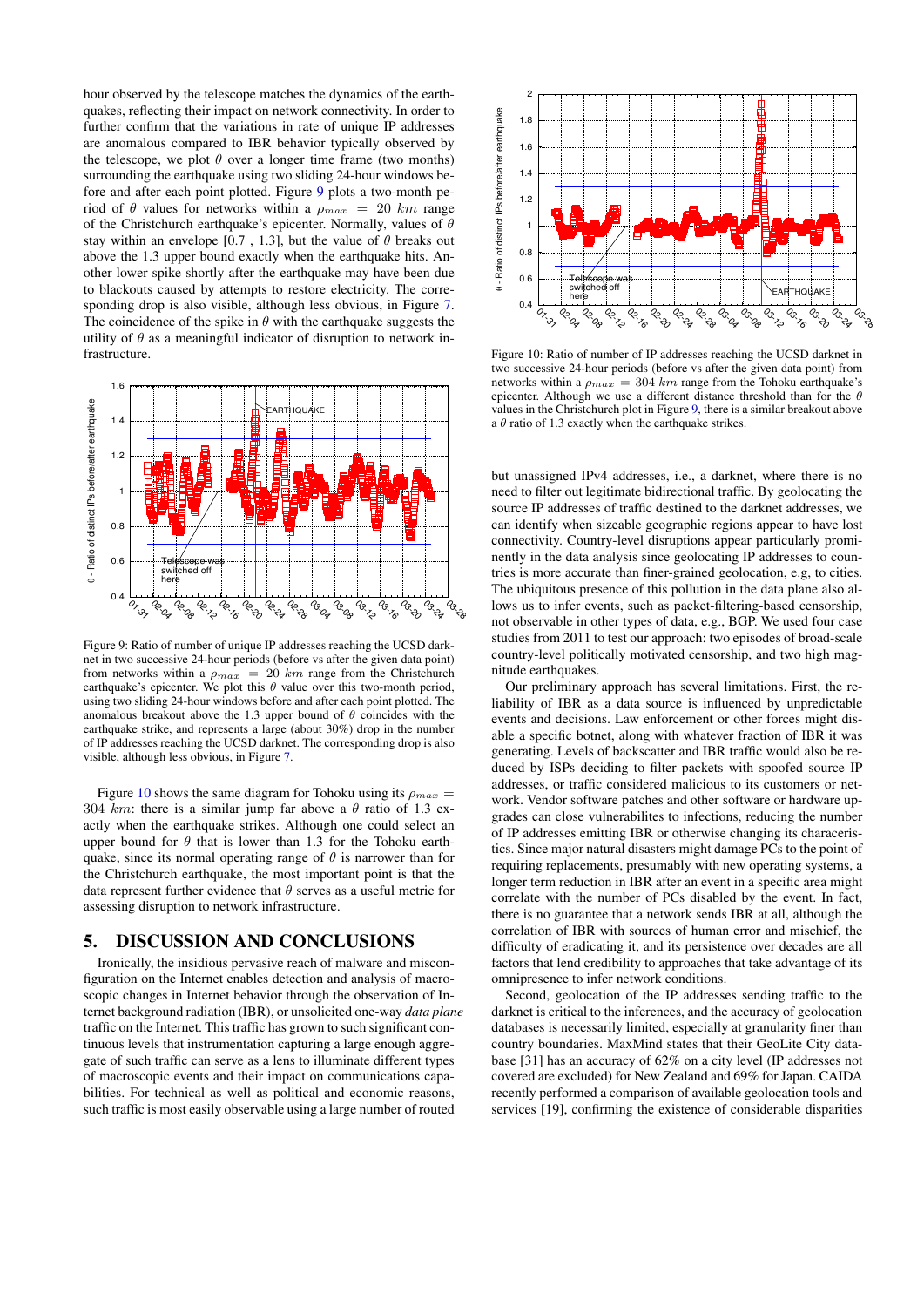hour observed by the telescope matches the dynamics of the earthquakes, reflecting their impact on network connectivity. In order to further confirm that the variations in rate of unique IP addresses are anomalous compared to IBR behavior typically observed by the telescope, we plot $\theta$ over a longer time frame (two months) surrounding the earthquake using two sliding 24-hour windows before and after each point plotted. Figure 9 plots a two-month period of $\theta$ values for networks within a $\rho_{max} = 20\ km$ range of the Christchurch earthquake's epicenter. Normally, values of $\theta$ stay within an envelope [0.7 , 1.3], but the value of $\theta$ breaks out above the 1.3 upper bound exactly when the earthquake hits. Another lower spike shortly after the earthquake may have been due to blackouts caused by attempts to restore electricity. The corresponding drop is also visible, although less obvious, in Figure 7. The coincidence of the spike in $\theta$ with the earthquake suggests the utility of $\theta$ as a meaningful indicator of disruption to network infrastructure.

θ - Ratio of distinct IPs before/after earthquake

1.6
1.4
1.2
1
0.8
0.6
0.4

EARTHQUAKE

Telescope was switched off here

01-31 02-04 02-08 02-12 02-16 02-20 02-24 02-28 03-04 03-08 03-12 03-16 03-20 03-24 03-28

Figure 9: Ratio of number of unique IP addresses reaching the UCSD darknet in two successive 24-hour periods (before vs after the given data point) from networks within a $\rho_{max} = 20\ km$ range from the Christchurch earthquake's epicenter. We plot this $\theta$ value over this two-month period, using two sliding 24-hour windows before and after each point plotted. The anomalous breakout above the 1.3 upper bound of $\theta$ coincides with the earthquake strike, and represents a large (about 30%) drop in the number of IP addresses reaching the UCSD darknet. The corresponding drop is also visible, although less obvious, in Figure 7.

Figure 10 shows the same diagram for Tohoku using its $\rho_{max} = 304\ km$: there is a similar jump far above a $\theta$ ratio of 1.3 exactly when the earthquake strikes. Although one could select an upper bound for $\theta$ that is lower than 1.3 for the Tohoku earthquake, since its normal operating range of $\theta$ is narrower than for the Christchurch earthquake, the most important point is that the data represent further evidence that $\theta$ serves as a useful metric for assessing disruption to network infrastructure.

## 5. DISCUSSION AND CONCLUSIONS

Ironically, the insidious pervasive reach of malware and misconfiguration on the Internet enables detection and analysis of macroscopic changes in Internet behavior through the observation of Internet background radiation (IBR), or unsolicited one-way *data plane* traffic on the Internet. This traffic has grown to such significant continuous levels that instrumentation capturing a large enough aggregate of such traffic can serve as a lens to illuminate different types of macroscopic events and their impact on communications capabilities. For technical as well as political and economic reasons, such traffic is most easily observable using a large number of routed

θ - Ratio of distinct IPs before/after earthquake

2
1.8
1.6
1.4
1.2
1
0.8
0.6
0.4

Telescope was switched off here

EARTHQUAKE

01-31 02-04 02-08 02-12 02-16 02-20 02-24 02-28 03-04 03-08 03-12 03-16 03-20 03-24 03-28

Figure 10: Ratio of number of IP addresses reaching the UCSD darknet in two successive 24-hour periods (before vs after the given data point) from networks within a $\rho_{max} = 304\ km$ range from the Tohoku earthquake's epicenter. Although we use a different distance threshold than for the $\theta$ values in the Christchurch plot in Figure 9, there is a similar breakout above a $\theta$ ratio of 1.3 exactly when the earthquake strikes.

but unassigned IPv4 addresses, i.e., a darknet, where there is no need to filter out legitimate bidirectional traffic. By geolocating the source IP addresses of traffic destined to the darknet addresses, we can identify when sizeable geographic regions appear to have lost connectivity. Country-level disruptions appear particularly prominently in the data analysis since geolocating IP addresses to countries is more accurate than finer-grained geolocation, e.g, to cities. The ubiquitous presence of this pollution in the data plane also allows us to infer events, such as packet-filtering-based censorship, not observable in other types of data, e.g., BGP. We used four case studies from 2011 to test our approach: two episodes of broad-scale country-level politically motivated censorship, and two high magnitude earthquakes.

Our preliminary approach has several limitations. First, the reliability of IBR as a data source is influenced by unpredictable events and decisions. Law enforcement or other forces might disable a specific botnet, along with whatever fraction of IBR it was generating. Levels of backscatter and IBR traffic would also be reduced by ISPs deciding to filter packets with spoofed source IP addresses, or traffic considered malicious to its customers or network. Vendor software patches and other software or hardware upgrades can close vulnerabilites to infections, reducing the number of IP addresses emitting IBR or otherwise changing its characeristics. Since major natural disasters might damage PCs to the point of requiring replacements, presumably with new operating systems, a longer term reduction in IBR after an event in a specific area might correlate with the number of PCs disabled by the event. In fact, there is no guarantee that a network sends IBR at all, although the correlation of IBR with sources of human error and mischief, the difficulty of eradicating it, and its persistence over decades are all factors that lend credibility to approaches that take advantage of its omnipresence to infer network conditions.

Second, geolocation of the IP addresses sending traffic to the darknet is critical to the inferences, and the accuracy of geolocation databases is necessarily limited, especially at granularity finer than country boundaries. MaxMind states that their GeoLite City database [31] has an accuracy of 62% on a city level (IP addresses not covered are excluded) for New Zealand and 69% for Japan. CAIDA recently performed a comparison of available geolocation tools and services [19], confirming the existence of considerable disparities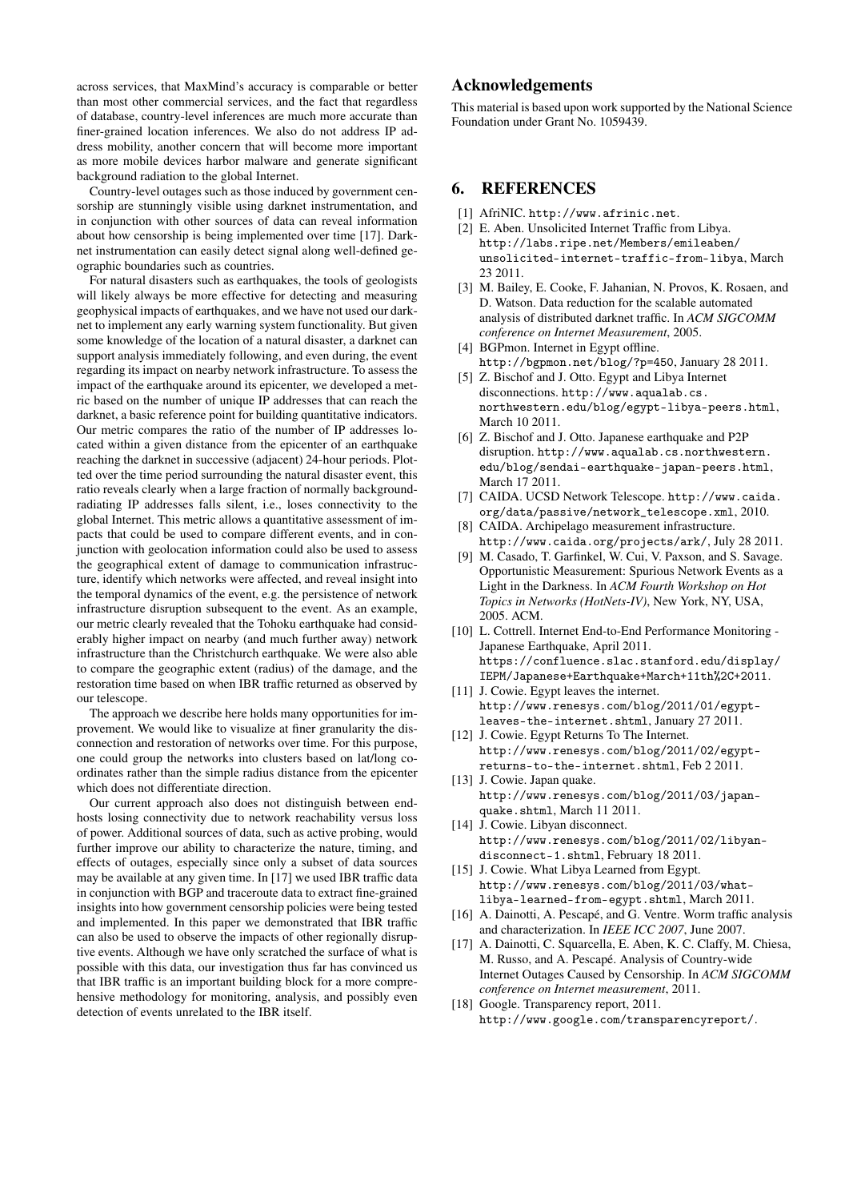across services, that MaxMind's accuracy is comparable or better than most other commercial services, and the fact that regardless of database, country-level inferences are much more accurate than finer-grained location inferences. We also do not address IP address mobility, another concern that will become more important as more mobile devices harbor malware and generate significant background radiation to the global Internet.

Country-level outages such as those induced by government censorship are stunningly visible using darknet instrumentation, and in conjunction with other sources of data can reveal information about how censorship is being implemented over time [17]. Darknet instrumentation can easily detect signal along well-defined geographic boundaries such as countries.

For natural disasters such as earthquakes, the tools of geologists will likely always be more effective for detecting and measuring geophysical impacts of earthquakes, and we have not used our darknet to implement any early warning system functionality. But given some knowledge of the location of a natural disaster, a darknet can support analysis immediately following, and even during, the event regarding its impact on nearby network infrastructure. To assess the impact of the earthquake around its epicenter, we developed a metric based on the number of unique IP addresses that can reach the darknet, a basic reference point for building quantitative indicators. Our metric compares the ratio of the number of IP addresses located within a given distance from the epicenter of an earthquake reaching the darknet in successive (adjacent) 24-hour periods. Plotted over the time period surrounding the natural disaster event, this ratio reveals clearly when a large fraction of normally background-radiating IP addresses falls silent, i.e., loses connectivity to the global Internet. This metric allows a quantitative assessment of impacts that could be used to compare different events, and in conjunction with geolocation information could also be used to assess the geographical extent of damage to communication infrastructure, identify which networks were affected, and reveal insight into the temporal dynamics of the event, e.g. the persistence of network infrastructure disruption subsequent to the event. As an example, our metric clearly revealed that the Tohoku earthquake had considerably higher impact on nearby (and much further away) network infrastructure than the Christchurch earthquake. We were also able to compare the geographic extent (radius) of the damage, and the restoration time based on when IBR traffic returned as observed by our telescope.

The approach we describe here holds many opportunities for improvement. We would like to visualize at finer granularity the disconnection and restoration of networks over time. For this purpose, one could group the networks into clusters based on lat/long coordinates rather than the simple radius distance from the epicenter which does not differentiate direction.

Our current approach also does not distinguish between end-hosts losing connectivity due to network reachability versus loss of power. Additional sources of data, such as active probing, would further improve our ability to characterize the nature, timing, and effects of outages, especially since only a subset of data sources may be available at any given time. In [17] we used IBR traffic data in conjunction with BGP and traceroute data to extract fine-grained insights into how government censorship policies were being tested and implemented. In this paper we demonstrated that IBR traffic can also be used to observe the impacts of other regionally disruptive events. Although we have only scratched the surface of what is possible with this data, our investigation thus far has convinced us that IBR traffic is an important building block for a more comprehensive methodology for monitoring, analysis, and possibly even detection of events unrelated to the IBR itself.

## Acknowledgements

This material is based upon work supported by the National Science Foundation under Grant No. 1059439.

# 6. REFERENCES

[1] AfriNIC. http://www.afrinic.net.

[2] E. Aben. Unsolicited Internet Traffic from Libya. http://labs.ripe.net/Members/emileaben/unsolicited-internet-traffic-from-libya, March 23 2011.

[3] M. Bailey, E. Cooke, F. Jahanian, N. Provos, K. Rosaen, and D. Watson. Data reduction for the scalable automated analysis of distributed darknet traffic. In *ACM SIGCOMM conference on Internet Measurement*, 2005.

[4] BGPmon. Internet in Egypt offline. http://bgpmon.net/blog/?p=450, January 28 2011.

[5] Z. Bischof and J. Otto. Egypt and Libya Internet disconnections. http://www.aqualab.cs.northwestern.edu/blog/egypt-libya-peers.html, March 10 2011.

[6] Z. Bischof and J. Otto. Japanese earthquake and P2P disruption. http://www.aqualab.cs.northwestern.edu/blog/sendai-earthquake-japan-peers.html, March 17 2011.

[7] CAIDA. UCSD Network Telescope. http://www.caida.org/data/passive/network_telescope.xml, 2010.

[8] CAIDA. Archipelago measurement infrastructure. http://www.caida.org/projects/ark/, July 28 2011.

[9] M. Casado, T. Garfinkel, W. Cui, V. Paxson, and S. Savage. Opportunistic Measurement: Spurious Network Events as a Light in the Darkness. In *ACM Fourth Workshop on Hot Topics in Networks (HotNets-IV)*, New York, NY, USA, 2005. ACM.

[10] L. Cottrell. Internet End-to-End Performance Monitoring - Japanese Earthquake, April 2011. https://confluence.slac.stanford.edu/display/IEPM/Japanese+Earthquake+March+11th%2C+2011.

[11] J. Cowie. Egypt leaves the internet. http://www.renesys.com/blog/2011/01/egypt-leaves-the-internet.shtml, January 27 2011.

[12] J. Cowie. Egypt Returns To The Internet. http://www.renesys.com/blog/2011/02/egypt-returns-to-the-internet.shtml, Feb 2 2011.

[13] J. Cowie. Japan quake. http://www.renesys.com/blog/2011/03/japan-quake.shtml, March 11 2011.

[14] J. Cowie. Libyan disconnect. http://www.renesys.com/blog/2011/02/libyan-disconnect-1.shtml, February 18 2011.

[15] J. Cowie. What Libya Learned from Egypt. http://www.renesys.com/blog/2011/03/what-libya-learned-from-egypt.shtml, March 2011.

[16] A. Dainotti, A. Pescapé, and G. Ventre. Worm traffic analysis and characterization. In *IEEE ICC 2007*, June 2007.

[17] A. Dainotti, C. Squarcella, E. Aben, K. C. Claffy, M. Chiesa, M. Russo, and A. Pescapé. Analysis of Country-wide Internet Outages Caused by Censorship. In *ACM SIGCOMM conference on Internet measurement*, 2011.

[18] Google. Transparency report, 2011. http://www.google.com/transparencyreport/.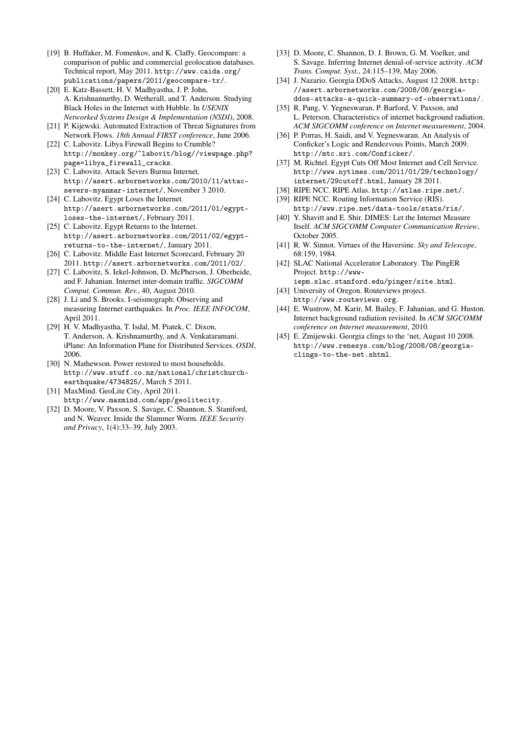- [19] B. Huffaker, M. Fomenkov, and K. Claffy. Geocompare: a comparison of public and commercial geolocation databases. Technical report, May 2011. http://www.caida.org/publications/papers/2011/geocompare-tr/.
- [20] E. Katz-Bassett, H. V. Madhyastha, J. P. John, A. Krishnamurthy, D. Wetherall, and T. Anderson. Studying Black Holes in the Internet with Hubble. In *USENIX Networked Systems Design & Implementation (NSDI)*, 2008.
- [21] P. Kijewski. Automated Extraction of Threat Signatures from Network Flows. *18th Annual FIRST conference*, June 2006.
- [22] C. Labovitz. Libya Firewall Begins to Crumble? http://monkey.org/~labovit/blog//viewpage.php?page=libya_firewall_cracks.
- [23] C. Labovitz. Attack Severs Burma Internet. http://asert.arbornetworks.com/2010/11/attac-severs-myanmar-internet/, November 3 2010.
- [24] C. Labovitz. Egypt Loses the Internet. http://asert.arbornetworks.com/2011/01/egypt-loses-the-internet/, February 2011.
- [25] C. Labovitz. Egypt Returns to the Internet. http://asert.arbornetworks.com/2011/02/egypt-returns-to-the-internet/, January 2011.
- [26] C. Labovitz. Middle East Internet Scorecard, February 20 2011. http://asert.arbornetworks.com/2011/02/.
- [27] C. Labovitz, S. Iekel-Johnson, D. McPherson, J. Oberheide, and F. Jahanian. Internet inter-domain traffic. *SIGCOMM Comput. Commun. Rev.*, 40, August 2010.
- [28] J. Li and S. Brooks. I-seismograph: Observing and measuring Internet earthquakes. In *Proc. IEEE INFOCOM*, April 2011.
- [29] H. V. Madhyastha, T. Isdal, M. Piatek, C. Dixon, T. Anderson, A. Krishnamurthy, and A. Venkataramani. iPlane: An Information Plane for Distributed Services. *OSDI*, 2006.
- [30] N. Mathewson. Power restored to most households. http://www.stuff.co.nz/national/christchurch-earthquake/4734825/, March 5 2011.
- [31] MaxMind. GeoLite City, April 2011. http://www.maxmind.com/app/geolitecity.
- [32] D. Moore, V. Paxson, S. Savage, C. Shannon, S. Staniford, and N. Weaver. Inside the Slammer Worm. *IEEE Security and Privacy*, 1(4):33–39, July 2003.
- [33] D. Moore, C. Shannon, D. J. Brown, G. M. Voelker, and S. Savage. Inferring Internet denial-of-service activity. *ACM Trans. Comput. Syst.*, 24:115–139, May 2006.
- [34] J. Nazario. Georgia DDoS Attacks, August 12 2008. http://asert.arbornetworks.com/2008/08/georgia-ddos-attacks-a-quick-summary-of-observations/.
- [35] R. Pang, V. Yegneswaran, P. Barford, V. Paxson, and L. Peterson. Characteristics of internet background radiation. *ACM SIGCOMM conference on Internet measurement*, 2004.
- [36] P. Porras, H. Saidi, and V. Yegneswaran. An Analysis of Conficker's Logic and Rendezvous Points, March 2009. http://mtc.sri.com/Conficker/.
- [37] M. Richtel. Egypt Cuts Off Most Internet and Cell Service. http://www.nytimes.com/2011/01/29/technology/internet/29cutoff.html, January 28 2011.
- [38] RIPE NCC. RIPE Atlas. http://atlas.ripe.net/.
- [39] RIPE NCC. Routing Information Service (RIS). http://www.ripe.net/data-tools/stats/ris/.
- [40] Y. Shavitt and E. Shir. DIMES: Let the Internet Measure Itself. *ACM SIGCOMM Computer Communication Review*, October 2005.
- [41] R. W. Sinnot. Virtues of the Haversine. *Sky and Telescope*, 68:159, 1984.
- [42] SLAC National Accelerator Laboratory. The PingER Project. http://www-iepm.slac.stanford.edu/pinger/site.html.
- [43] University of Oregon. Routeviews project. http://www.routeviews.org.
- [44] E. Wustrow, M. Karir, M. Bailey, F. Jahanian, and G. Huston. Internet background radiation revisited. In *ACM SIGCOMM conference on Internet measurement*, 2010.
- [45] E. Zmijewski. Georgia clings to the 'net, August 10 2008. http://www.renesys.com/blog/2008/08/georgia-clings-to-the-net.shtml.